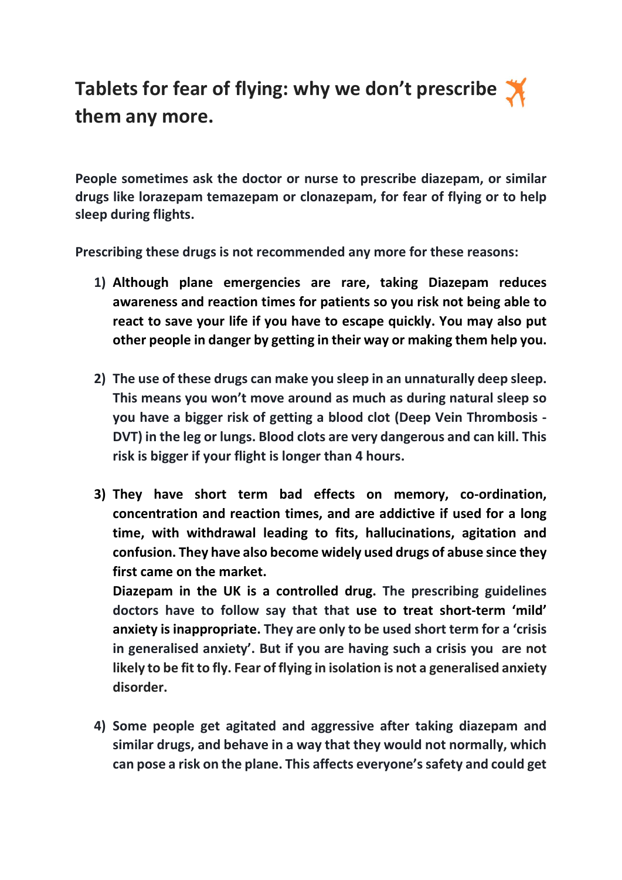# Tablets for fear of flying: why we don't prescribe ✈ them any more.

**People sometimes ask the doctor or nurse to prescribe diazepam, or similar drugs like lorazepam temazepam or clonazepam, for fear of flying or to help sleep during flights.**

**Prescribing these drugs is not recommended any more for these reasons:**

1) **Although plane emergencies are rare, taking Diazepam reduces awareness and reaction times for patients so you risk not being able to react to save your life if you have to escape quickly. You may also put other people in danger by getting in their way or making them help you.**

2) **The use of these drugs can make you sleep in an unnaturally deep sleep. This means you won't move around as much as during natural sleep so you have a bigger risk of getting a blood clot (Deep Vein Thrombosis - DVT) in the leg or lungs. Blood clots are very dangerous and can kill. This risk is bigger if your flight is longer than 4 hours.**

3) **They have short term bad effects on memory, co-ordination, concentration and reaction times, and are addictive if used for a long time, with withdrawal leading to fits, hallucinations, agitation and confusion. They have also become widely used drugs of abuse since they first came on the market.**
   **Diazepam in the UK is a controlled drug.** The prescribing guidelines doctors have to follow say that that **use to treat short-term 'mild' anxiety is inappropriate.** They are only to be used short term for a 'crisis in generalised anxiety'. But if you are having such a crisis you are not likely to be fit to fly. Fear of flying in isolation is not a generalised anxiety disorder.

4) **Some people get agitated and aggressive after taking diazepam and similar drugs, and behave in a way that they would not normally, which can pose a risk on the plane. This affects everyone's safety and could get**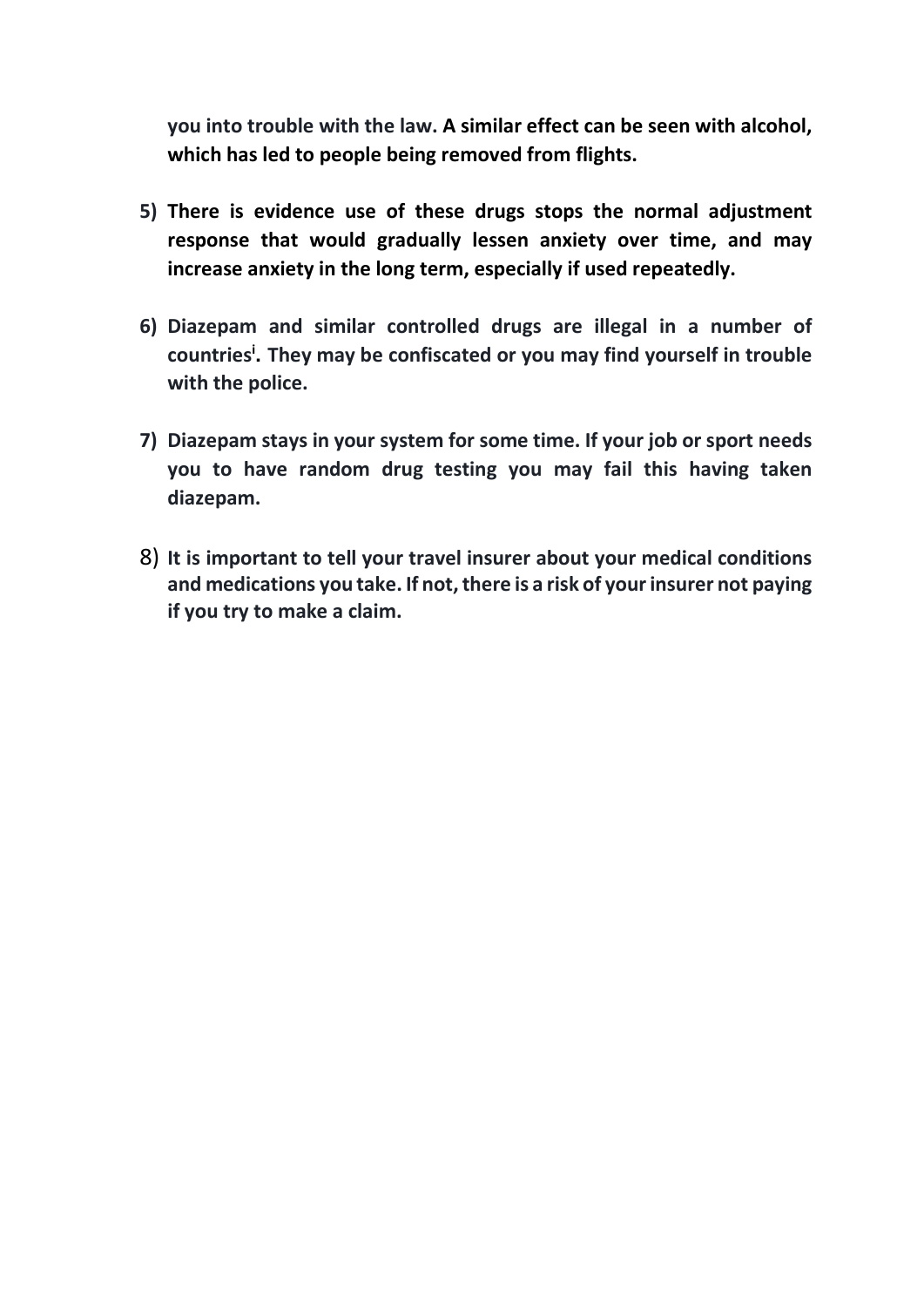**you into trouble with the law. A similar effect can be seen with alcohol, which has led to people being removed from flights.**

5) **There is evidence use of these drugs stops the normal adjustment response that would gradually lessen anxiety over time, and may increase anxiety in the long term, especially if used repeatedly.**

6) **Diazepam and similar controlled drugs are illegal in a number of countries[i]. They may be confiscated or you may find yourself in trouble with the police.**

7) **Diazepam stays in your system for some time. If your job or sport needs you to have random drug testing you may fail this having taken diazepam.**

8) **It is important to tell your travel insurer about your medical conditions and medications you take. If not, there is a risk of your insurer not paying if you try to make a claim.**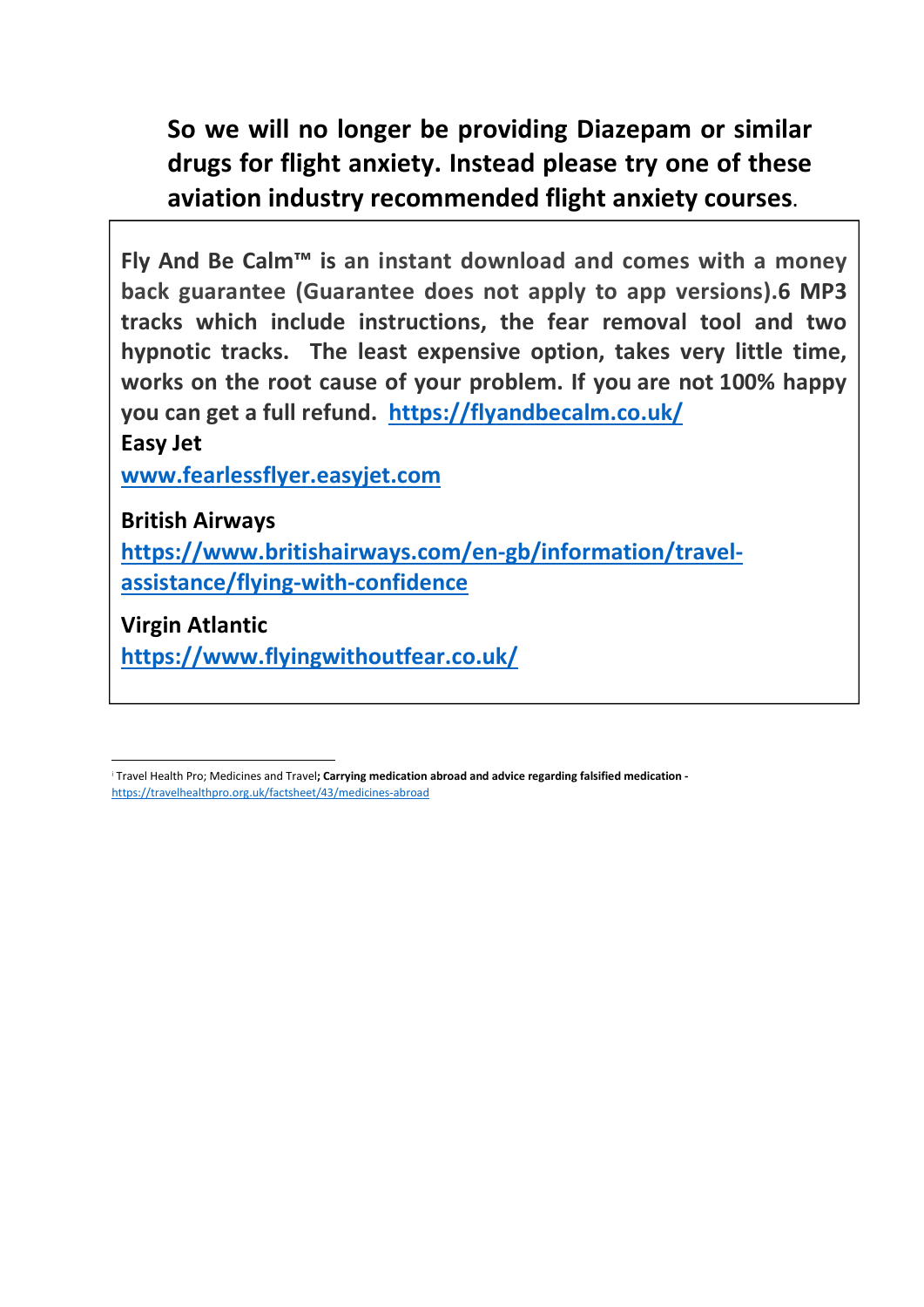**So we will no longer be providing Diazepam or similar drugs for flight anxiety. Instead please try one of these aviation industry recommended flight anxiety courses.**

**Fly And Be Calm™ is an instant download and comes with a money back guarantee (Guarantee does not apply to app versions).6 MP3 tracks which include instructions, the fear removal tool and two hypnotic tracks. The least expensive option, takes very little time, works on the root cause of your problem. If you are not 100% happy you can get a full refund. https://flyandbecalm.co.uk/**

**Easy Jet**

**www.fearlessflyer.easyjet.com**

**British Airways**

**https://www.britishairways.com/en-gb/information/travel-assistance/flying-with-confidence**

**Virgin Atlantic**

**https://www.flyingwithoutfear.co.uk/**

---

[i] Travel Health Pro; Medicines and Travel**; Carrying medication abroad and advice regarding falsified medication -** https://travelhealthpro.org.uk/factsheet/43/medicines-abroad